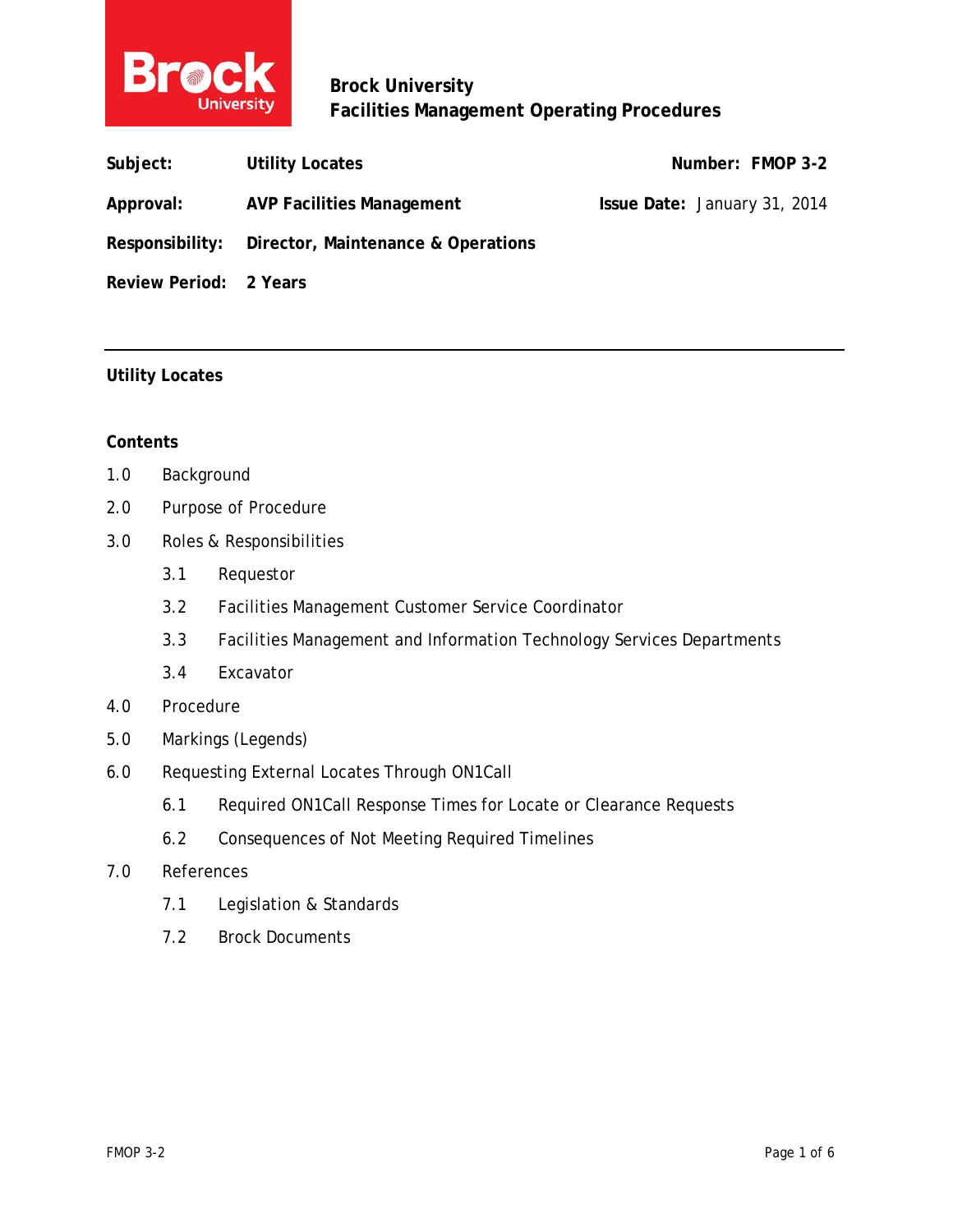**Brock University**
**Facilities Management Operating Procedures**

| | | | |
|---|---|---|---|
| **Subject:** | **Utility Locates** | **Number:** | **FMOP 3-2** |
| **Approval:** | **AVP Facilities Management** | **Issue Date:** | January 31, 2014 |
| **Responsibility:** | **Director, Maintenance & Operations** | | |
| **Review Period:** | **2 Years** | | |

---

## Utility Locates

### Contents

1.0 Background

2.0 Purpose of Procedure

3.0 Roles & Responsibilities

- 3.1 Requestor
- 3.2 Facilities Management Customer Service Coordinator
- 3.3 Facilities Management and Information Technology Services Departments
- 3.4 Excavator

4.0 Procedure

5.0 Markings (Legends)

6.0 Requesting External Locates Through ON1Call

- 6.1 Required ON1Call Response Times for Locate or Clearance Requests
- 6.2 Consequences of Not Meeting Required Timelines

7.0 References

- 7.1 Legislation & Standards
- 7.2 Brock Documents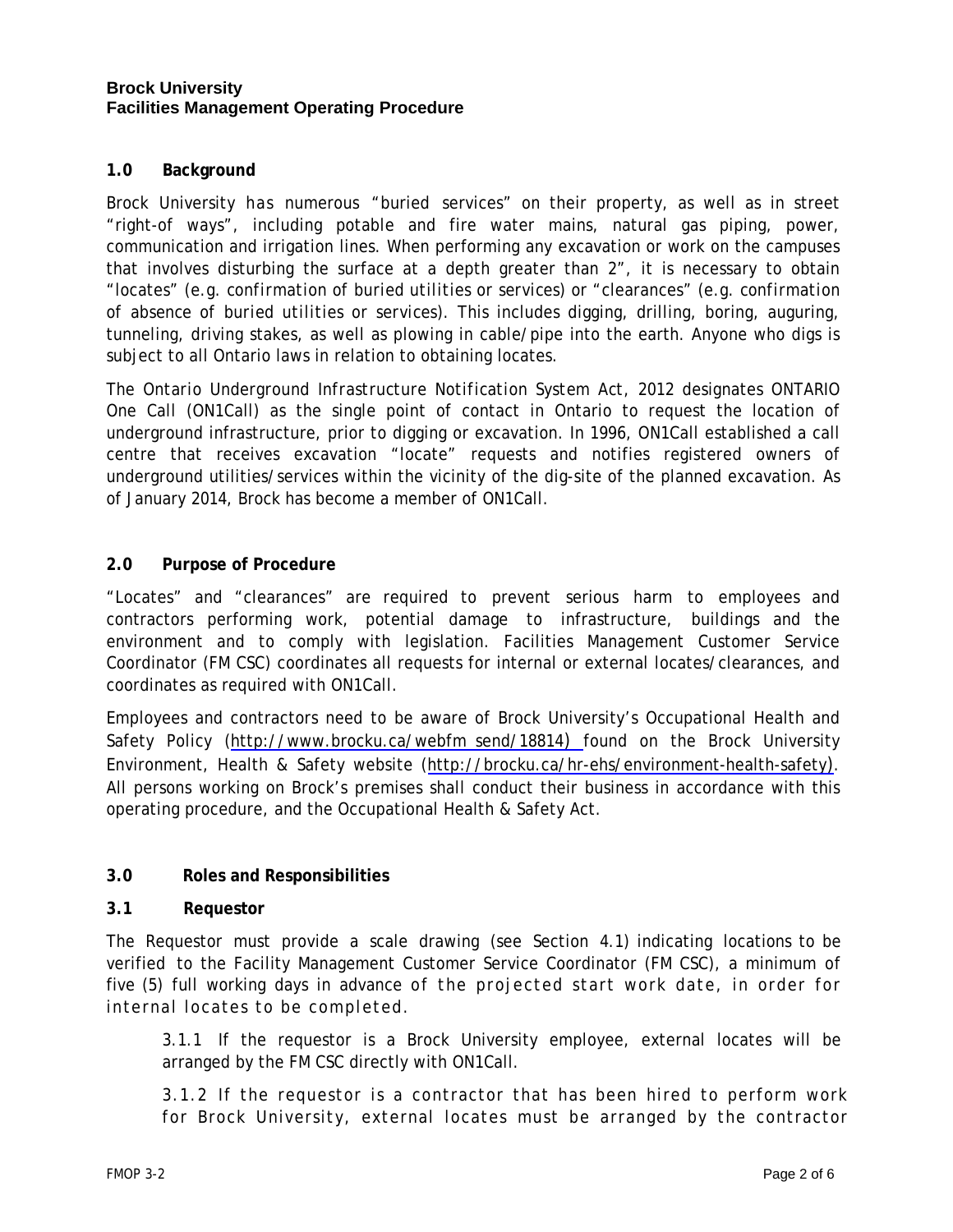**Brock University**
**Facilities Management Operating Procedure**

## 1.0 Background

Brock University has numerous "buried services" on their property, as well as in street "right-of ways", including potable and fire water mains, natural gas piping, power, communication and irrigation lines. When performing any excavation or work on the campuses that involves disturbing the surface at a depth greater than 2", it is necessary to obtain "locates" (e.g. confirmation of buried utilities or services) or "clearances" (e.g. confirmation of absence of buried utilities or services). This includes digging, drilling, boring, auguring, tunneling, driving stakes, as well as plowing in cable/pipe into the earth. Anyone who digs is subject to all Ontario laws in relation to obtaining locates.

The Ontario Underground Infrastructure Notification System Act, 2012 designates ONTARIO One Call (ON1Call) as the single point of contact in Ontario to request the location of underground infrastructure, prior to digging or excavation. In 1996, ON1Call established a call centre that receives excavation "locate" requests and notifies registered owners of underground utilities/services within the vicinity of the dig-site of the planned excavation. As of January 2014, Brock has become a member of ON1Call.

## 2.0 Purpose of Procedure

"Locates" and "clearances" are required to prevent serious harm to employees and contractors performing work, potential damage to infrastructure, buildings and the environment and to comply with legislation. Facilities Management Customer Service Coordinator (FM CSC) coordinates all requests for internal or external locates/clearances, and coordinates as required with ON1Call.

Employees and contractors need to be aware of Brock University's Occupational Health and Safety Policy (http://www.brocku.ca/webfm_send/18814) found on the Brock University Environment, Health & Safety website (http://brocku.ca/hr-ehs/environment-health-safety). All persons working on Brock's premises shall conduct their business in accordance with this operating procedure, and the Occupational Health & Safety Act.

## 3.0 Roles and Responsibilities

### 3.1 Requestor

The Requestor must provide a scale drawing (see Section 4.1) indicating locations to be verified to the Facility Management Customer Service Coordinator (FM CSC), a minimum of five (5) full working days in advance of the projected start work date, in order for internal locates to be completed.

3.1.1 If the requestor is a Brock University employee, external locates will be arranged by the FM CSC directly with ON1Call.

3.1.2 If the requestor is a contractor that has been hired to perform work for Brock University, external locates must be arranged by the contractor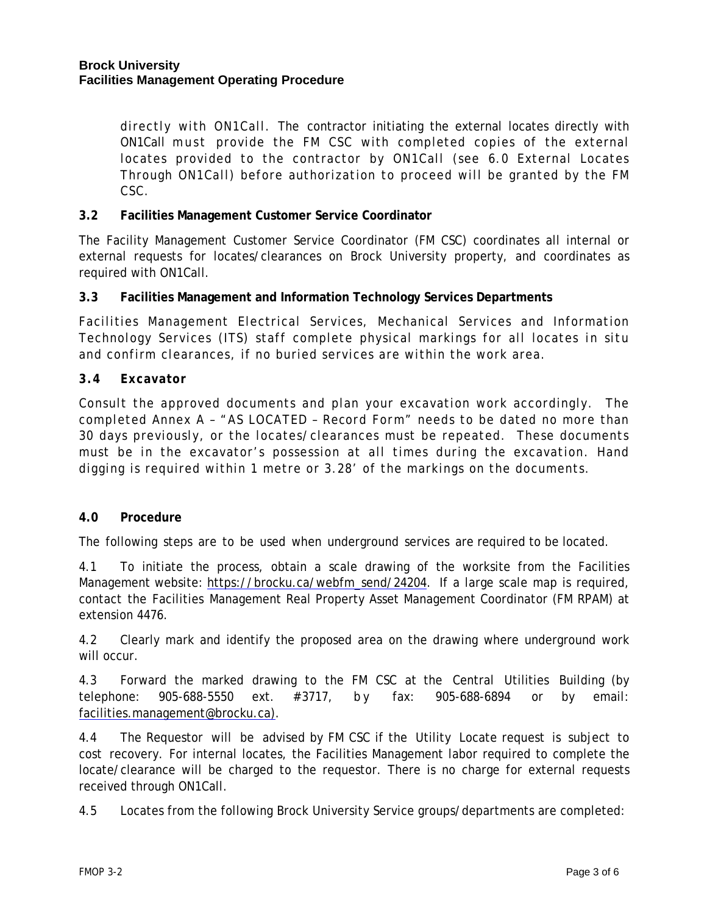directly with ON1Call. The contractor initiating the external locates directly with ON1Call must provide the FM CSC with completed copies of the external locates provided to the contractor by ON1Call (see 6.0 External Locates Through ON1Call) before authorization to proceed will be granted by the FM CSC.

### 3.2 Facilities Management Customer Service Coordinator

The Facility Management Customer Service Coordinator (FM CSC) coordinates all internal or external requests for locates/clearances on Brock University property, and coordinates as required with ON1Call.

### 3.3 Facilities Management and Information Technology Services Departments

Facilities Management Electrical Services, Mechanical Services and Information Technology Services (ITS) staff complete physical markings for all locates in situ and confirm clearances, if no buried services are within the work area.

### 3.4 Excavator

Consult the approved documents and plan your excavation work accordingly. The completed Annex A – "AS LOCATED – Record Form" needs to be dated no more than 30 days previously, or the locates/clearances must be repeated. These documents must be in the excavator's possession at all times during the excavation. Hand digging is required within 1 metre or 3.28' of the markings on the documents.

## 4.0 Procedure

The following steps are to be used when underground services are required to be located.

4.1 To initiate the process, obtain a scale drawing of the worksite from the Facilities Management website: https://brocku.ca/webfm_send/24204. If a large scale map is required, contact the Facilities Management Real Property Asset Management Coordinator (FM RPAM) at extension 4476.

4.2 Clearly mark and identify the proposed area on the drawing where underground work will occur.

4.3 Forward the marked drawing to the FM CSC at the Central Utilities Building (by telephone: 905-688-5550 ext. #3717, by fax: 905-688-6894 or by email: facilities.management@brocku.ca).

4.4 The Requestor will be advised by FM CSC if the Utility Locate request is subject to cost recovery. For internal locates, the Facilities Management labor required to complete the locate/clearance will be charged to the requestor. There is no charge for external requests received through ON1Call.

4.5 Locates from the following Brock University Service groups/departments are completed: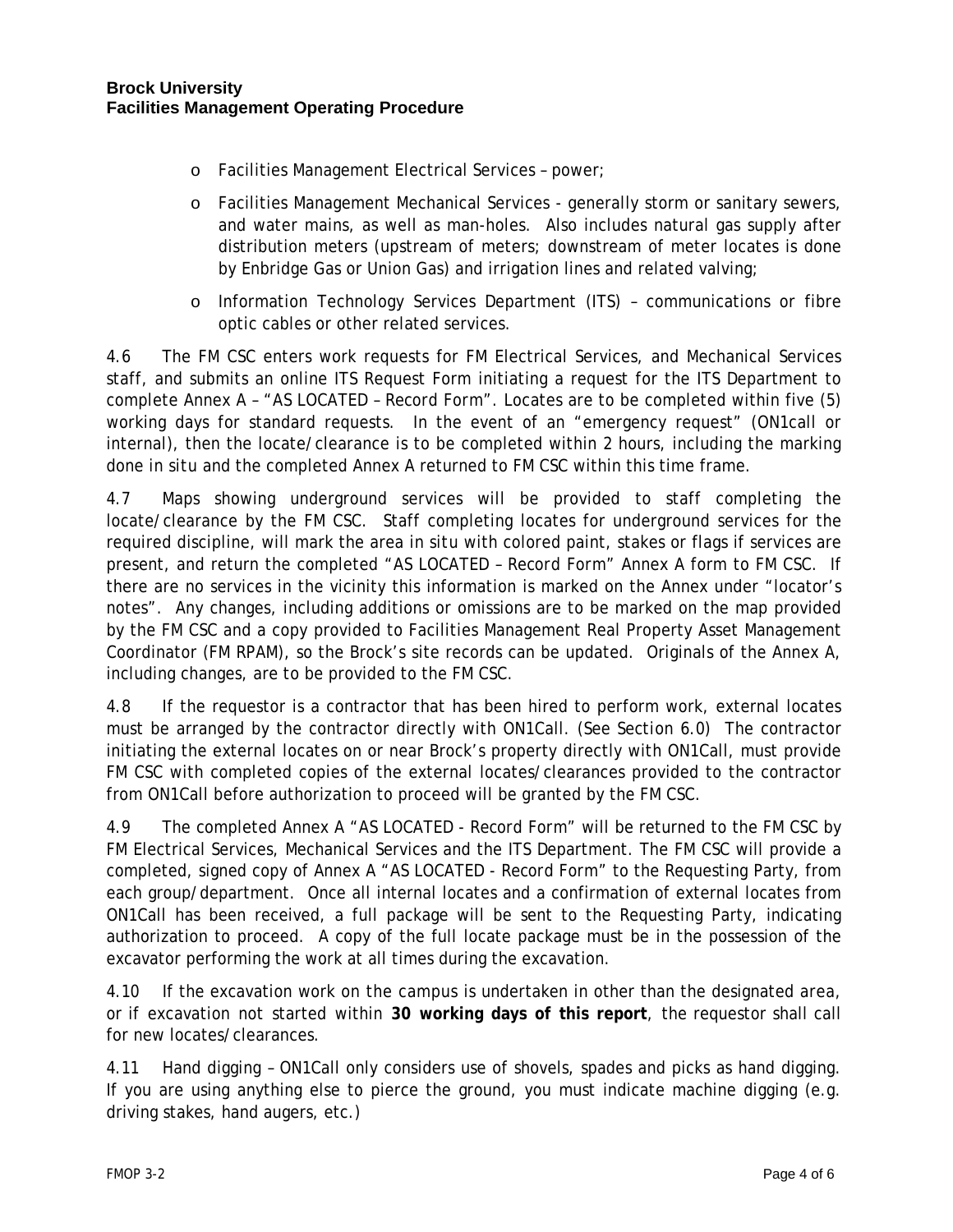- Facilities Management Electrical Services – power;
- Facilities Management Mechanical Services - generally storm or sanitary sewers, and water mains, as well as man-holes. Also includes natural gas supply after distribution meters (upstream of meters; downstream of meter locates is done by Enbridge Gas or Union Gas) and irrigation lines and related valving;
- Information Technology Services Department (ITS) – communications or fibre optic cables or other related services.

4.6 The FM CSC enters work requests for FM Electrical Services, and Mechanical Services staff, and submits an online ITS Request Form initiating a request for the ITS Department to complete Annex A – "AS LOCATED – Record Form". Locates are to be completed within five (5) working days for standard requests. In the event of an "emergency request" (ON1call or internal), then the locate/clearance is to be completed within 2 hours, including the marking done in situ and the completed Annex A returned to FM CSC within this time frame.

4.7 Maps showing underground services will be provided to staff completing the locate/clearance by the FM CSC. Staff completing locates for underground services for the required discipline, will mark the area in situ with colored paint, stakes or flags if services are present, and return the completed "AS LOCATED – Record Form" Annex A form to FM CSC. If there are no services in the vicinity this information is marked on the Annex under "locator's notes". Any changes, including additions or omissions are to be marked on the map provided by the FM CSC and a copy provided to Facilities Management Real Property Asset Management Coordinator (FM RPAM), so the Brock's site records can be updated. Originals of the Annex A, including changes, are to be provided to the FM CSC.

4.8 If the requestor is a contractor that has been hired to perform work, external locates must be arranged by the contractor directly with ON1Call. (See Section 6.0) The contractor initiating the external locates on or near Brock's property directly with ON1Call, must provide FM CSC with completed copies of the external locates/clearances provided to the contractor from ON1Call before authorization to proceed will be granted by the FM CSC.

4.9 The completed Annex A "AS LOCATED - Record Form" will be returned to the FM CSC by FM Electrical Services, Mechanical Services and the ITS Department. The FM CSC will provide a completed, signed copy of Annex A "AS LOCATED - Record Form" to the Requesting Party, from each group/department. Once all internal locates and a confirmation of external locates from ON1Call has been received, a full package will be sent to the Requesting Party, indicating authorization to proceed. A copy of the full locate package must be in the possession of the excavator performing the work at all times during the excavation.

4.10 If the excavation work on the campus is undertaken in other than the designated area, or if excavation not started within **30 working days of this report**, the requestor shall call for new locates/clearances.

4.11 Hand digging – ON1Call only considers use of shovels, spades and picks as hand digging. If you are using anything else to pierce the ground, you must indicate machine digging (e.g. driving stakes, hand augers, etc.)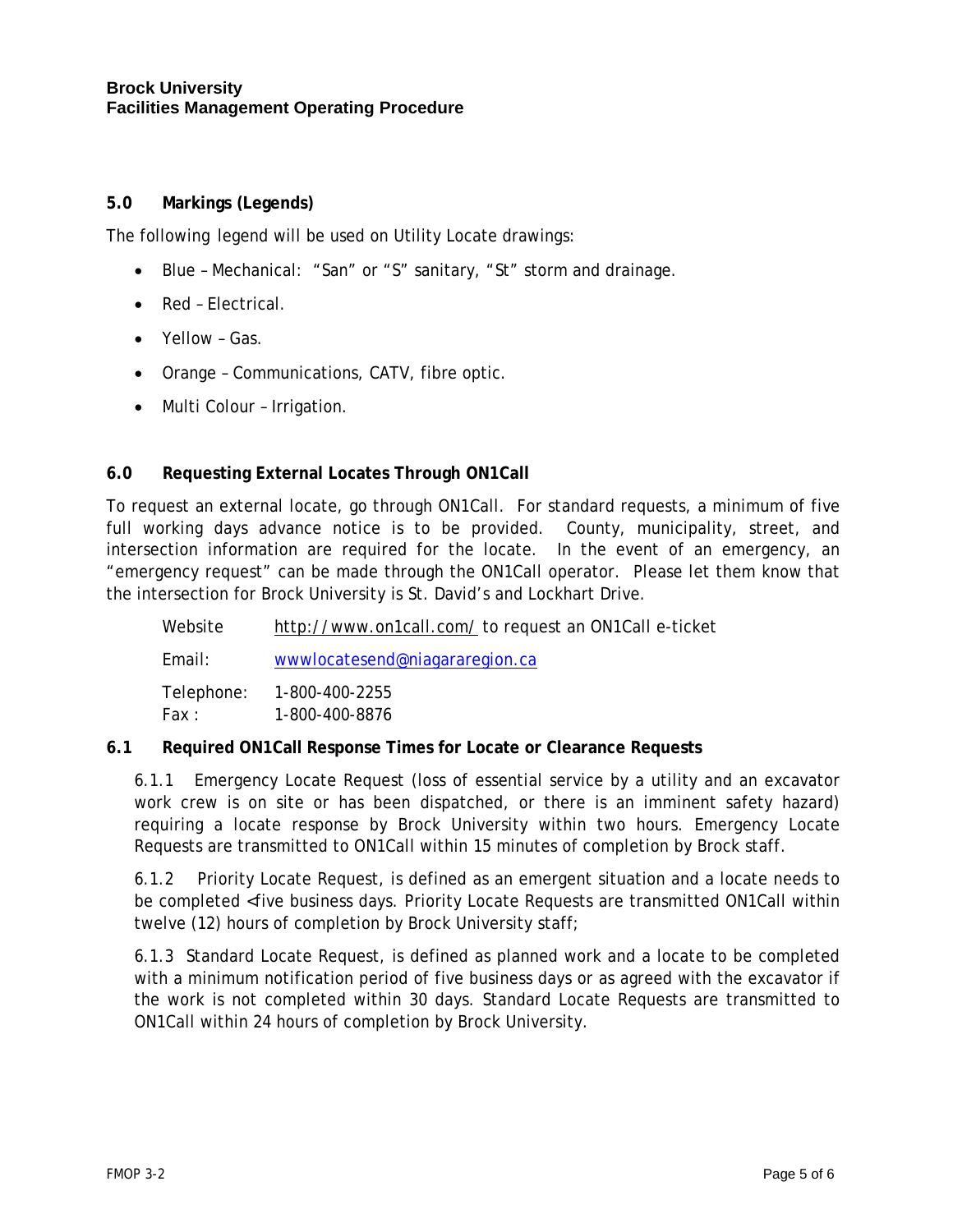## 5.0 Markings (Legends)

The following legend will be used on Utility Locate drawings:

- Blue – Mechanical: "San" or "S" sanitary, "St" storm and drainage.
- Red – Electrical.
- Yellow – Gas.
- Orange – Communications, CATV, fibre optic.
- Multi Colour – Irrigation.

## 6.0 Requesting External Locates Through ON1Call

To request an external locate, go through ON1Call. For standard requests, a minimum of five full working days advance notice is to be provided. County, municipality, street, and intersection information are required for the locate. In the event of an emergency, an "emergency request" can be made through the ON1Call operator. Please let them know that the intersection for Brock University is St. David's and Lockhart Drive.

| | |
|---|---|
| Website | http://www.on1call.com/ to request an ON1Call e-ticket |
| Email: | wwwlocatesend@niagararegion.ca |
| Telephone: | 1-800-400-2255 |
| Fax : | 1-800-400-8876 |

### 6.1 Required ON1Call Response Times for Locate or Clearance Requests

6.1.1 Emergency Locate Request (loss of essential service by a utility and an excavator work crew is on site or has been dispatched, or there is an imminent safety hazard) requiring a locate response by Brock University within two hours. Emergency Locate Requests are transmitted to ON1Call within 15 minutes of completion by Brock staff.

6.1.2 Priority Locate Request, is defined as an emergent situation and a locate needs to be completed <five business days. Priority Locate Requests are transmitted ON1Call within twelve (12) hours of completion by Brock University staff;

6.1.3 Standard Locate Request, is defined as planned work and a locate to be completed with a minimum notification period of five business days or as agreed with the excavator if the work is not completed within 30 days. Standard Locate Requests are transmitted to ON1Call within 24 hours of completion by Brock University.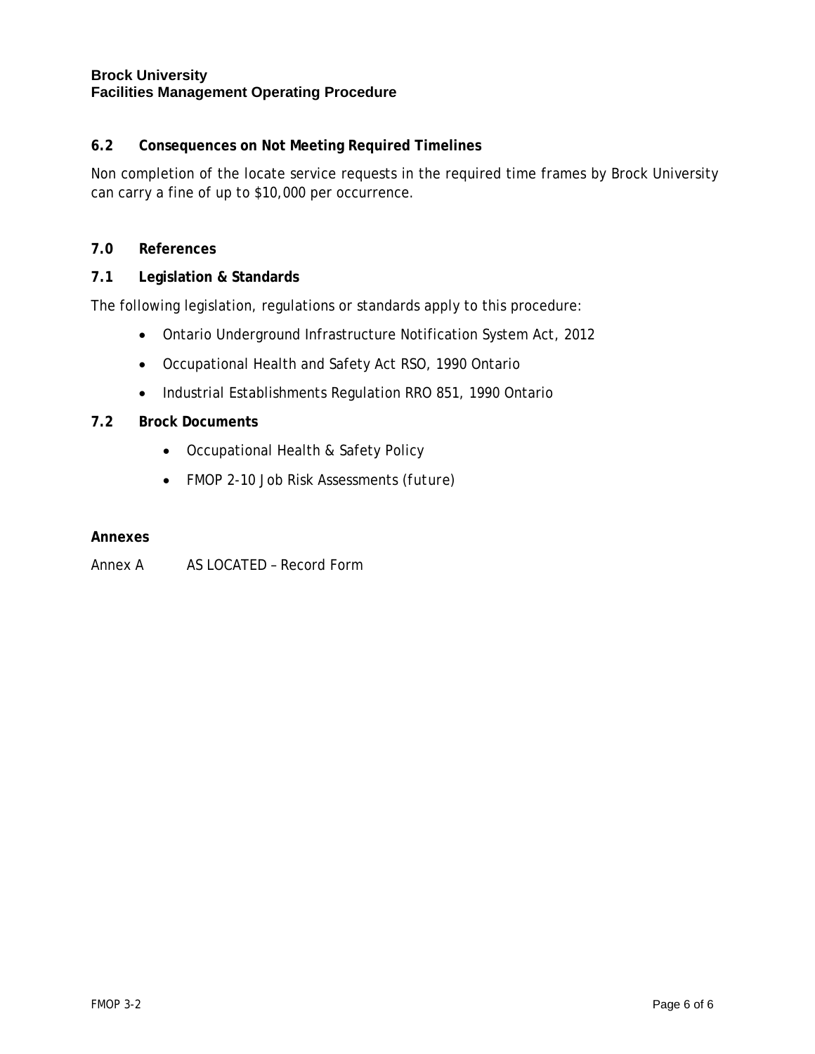### 6.2 Consequences on Not Meeting Required Timelines

Non completion of the locate service requests in the required time frames by Brock University can carry a fine of up to $10,000 per occurrence.

## 7.0 References

### 7.1 Legislation & Standards

The following legislation, regulations or standards apply to this procedure:

- Ontario Underground Infrastructure Notification System Act, 2012
- Occupational Health and Safety Act RSO, 1990 Ontario
- Industrial Establishments Regulation RRO 851, 1990 Ontario

### 7.2 Brock Documents

- Occupational Health & Safety Policy
- FMOP 2-10 Job Risk Assessments (future)

**Annexes**

Annex A AS LOCATED – Record Form